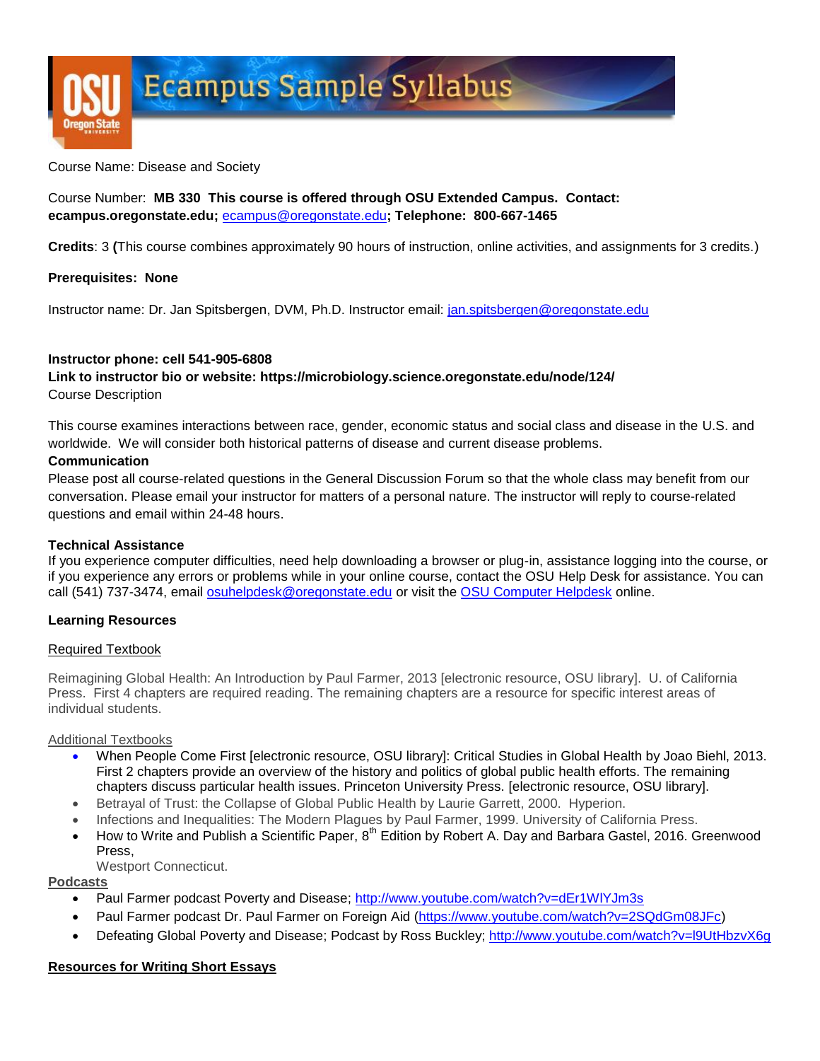# Ecampus Sample Syllabus

Course Name: Disease and Society

Course Number: **MB 330 This course is offered through OSU Extended Campus. Contact: ecampus.oregonstate.edu;** ecampus@oregonstate.edu**; Telephone: 800-667-1465**

**Credits**: 3 **(**This course combines approximately 90 hours of instruction, online activities, and assignments for 3 credits.)

**Prerequisites: None**

Instructor name: Dr. Jan Spitsbergen, DVM, Ph.D. Instructor email: jan.spitsbergen@oregonstate.edu

**Instructor phone: cell 541-905-6808**
**Link to instructor bio or website: https://microbiology.science.oregonstate.edu/node/124/**
Course Description

This course examines interactions between race, gender, economic status and social class and disease in the U.S. and worldwide. We will consider both historical patterns of disease and current disease problems.

**Communication**
Please post all course-related questions in the General Discussion Forum so that the whole class may benefit from our conversation. Please email your instructor for matters of a personal nature. The instructor will reply to course-related questions and email within 24-48 hours.

**Technical Assistance**
If you experience computer difficulties, need help downloading a browser or plug-in, assistance logging into the course, or if you experience any errors or problems while in your online course, contact the OSU Help Desk for assistance. You can call (541) 737-3474, email osuhelpdesk@oregonstate.edu or visit the OSU Computer Helpdesk online.

**Learning Resources**

Required Textbook

Reimagining Global Health: An Introduction by Paul Farmer, 2013 [electronic resource, OSU library]. U. of California Press. First 4 chapters are required reading. The remaining chapters are a resource for specific interest areas of individual students.

Additional Textbooks

- When People Come First [electronic resource, OSU library]: Critical Studies in Global Health by Joao Biehl, 2013. First 2 chapters provide an overview of the history and politics of global public health efforts. The remaining chapters discuss particular health issues. Princeton University Press. [electronic resource, OSU library].
- Betrayal of Trust: the Collapse of Global Public Health by Laurie Garrett, 2000. Hyperion.
- Infections and Inequalities: The Modern Plagues by Paul Farmer, 1999. University of California Press.
- How to Write and Publish a Scientific Paper, 8th Edition by Robert A. Day and Barbara Gastel, 2016. Greenwood Press,
  Westport Connecticut.

**Podcasts**

- Paul Farmer podcast Poverty and Disease; http://www.youtube.com/watch?v=dEr1WlYJm3s
- Paul Farmer podcast Dr. Paul Farmer on Foreign Aid (https://www.youtube.com/watch?v=2SQdGm08JFc)
- Defeating Global Poverty and Disease; Podcast by Ross Buckley; http://www.youtube.com/watch?v=l9UtHbzvX6g

**Resources for Writing Short Essays**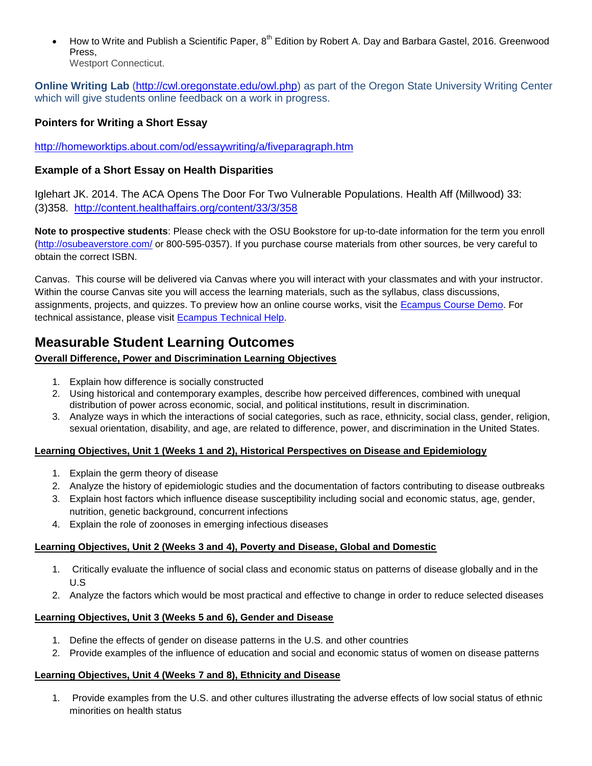- How to Write and Publish a Scientific Paper, 8th Edition by Robert A. Day and Barbara Gastel, 2016. Greenwood Press,
  Westport Connecticut.

**Online Writing Lab** (http://cwl.oregonstate.edu/owl.php) as part of the Oregon State University Writing Center which will give students online feedback on a work in progress.

**Pointers for Writing a Short Essay**

http://homeworktips.about.com/od/essaywriting/a/fiveparagraph.htm

**Example of a Short Essay on Health Disparities**

Iglehart JK. 2014. The ACA Opens The Door For Two Vulnerable Populations. Health Aff (Millwood) 33: (3)358. http://content.healthaffairs.org/content/33/3/358

**Note to prospective students**: Please check with the OSU Bookstore for up-to-date information for the term you enroll (http://osubeaverstore.com/ or 800-595-0357). If you purchase course materials from other sources, be very careful to obtain the correct ISBN.

Canvas. This course will be delivered via Canvas where you will interact with your classmates and with your instructor. Within the course Canvas site you will access the learning materials, such as the syllabus, class discussions, assignments, projects, and quizzes. To preview how an online course works, visit the Ecampus Course Demo. For technical assistance, please visit Ecampus Technical Help.

## Measurable Student Learning Outcomes

**Overall Difference, Power and Discrimination Learning Objectives**

1. Explain how difference is socially constructed
2. Using historical and contemporary examples, describe how perceived differences, combined with unequal distribution of power across economic, social, and political institutions, result in discrimination.
3. Analyze ways in which the interactions of social categories, such as race, ethnicity, social class, gender, religion, sexual orientation, disability, and age, are related to difference, power, and discrimination in the United States.

**Learning Objectives, Unit 1 (Weeks 1 and 2), Historical Perspectives on Disease and Epidemiology**

1. Explain the germ theory of disease
2. Analyze the history of epidemiologic studies and the documentation of factors contributing to disease outbreaks
3. Explain host factors which influence disease susceptibility including social and economic status, age, gender, nutrition, genetic background, concurrent infections
4. Explain the role of zoonoses in emerging infectious diseases

**Learning Objectives, Unit 2 (Weeks 3 and 4), Poverty and Disease, Global and Domestic**

1. Critically evaluate the influence of social class and economic status on patterns of disease globally and in the U.S
2. Analyze the factors which would be most practical and effective to change in order to reduce selected diseases

**Learning Objectives, Unit 3 (Weeks 5 and 6), Gender and Disease**

1. Define the effects of gender on disease patterns in the U.S. and other countries
2. Provide examples of the influence of education and social and economic status of women on disease patterns

**Learning Objectives, Unit 4 (Weeks 7 and 8), Ethnicity and Disease**

1. Provide examples from the U.S. and other cultures illustrating the adverse effects of low social status of ethnic minorities on health status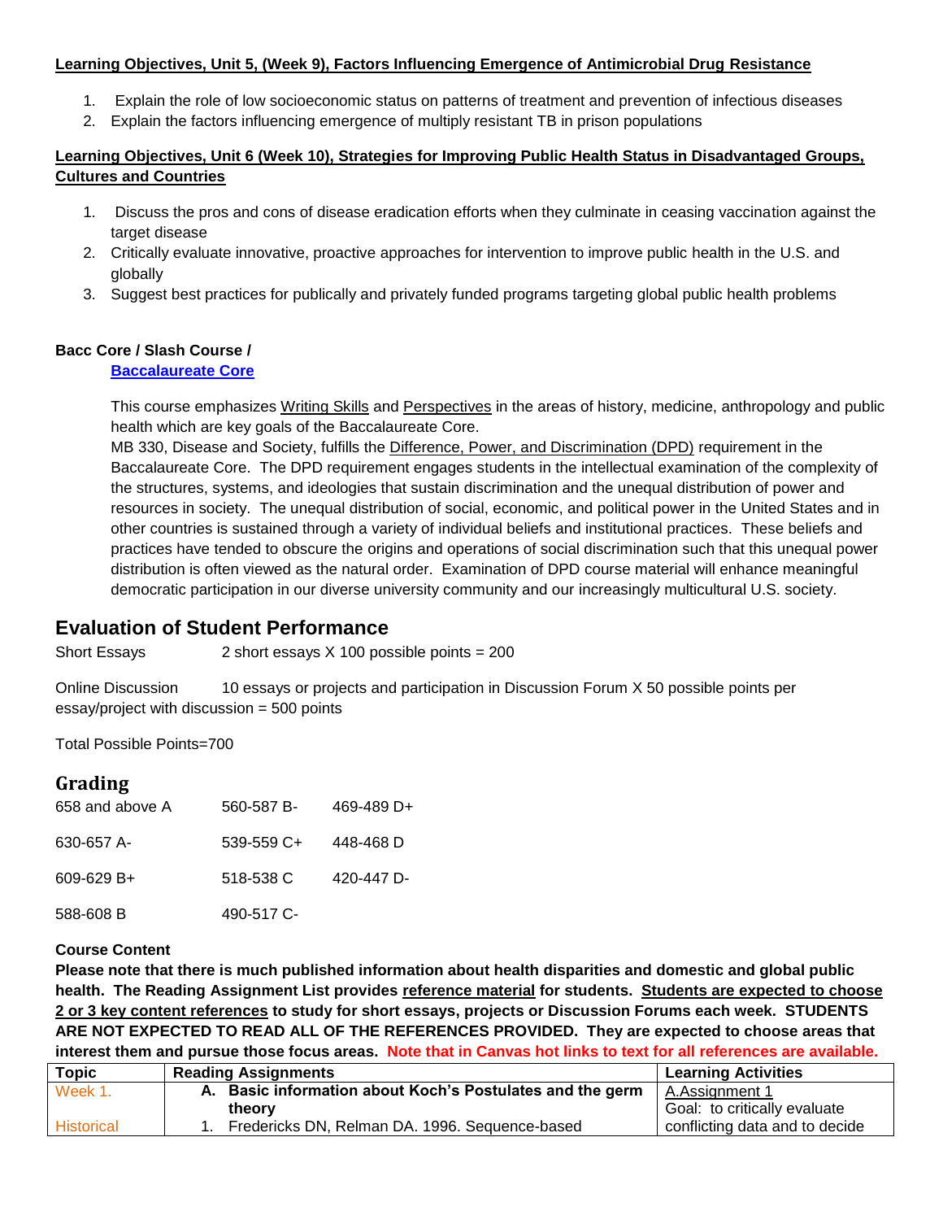**Learning Objectives, Unit 5, (Week 9), Factors Influencing Emergence of Antimicrobial Drug Resistance**

1. Explain the role of low socioeconomic status on patterns of treatment and prevention of infectious diseases
2. Explain the factors influencing emergence of multiply resistant TB in prison populations

**Learning Objectives, Unit 6 (Week 10), Strategies for Improving Public Health Status in Disadvantaged Groups, Cultures and Countries**

1. Discuss the pros and cons of disease eradication efforts when they culminate in ceasing vaccination against the target disease
2. Critically evaluate innovative, proactive approaches for intervention to improve public health in the U.S. and globally
3. Suggest best practices for publically and privately funded programs targeting global public health problems

**Bacc Core / Slash Course /**
**Baccalaureate Core**

This course emphasizes Writing Skills and Perspectives in the areas of history, medicine, anthropology and public health which are key goals of the Baccalaureate Core.
MB 330, Disease and Society, fulfills the Difference, Power, and Discrimination (DPD) requirement in the Baccalaureate Core. The DPD requirement engages students in the intellectual examination of the complexity of the structures, systems, and ideologies that sustain discrimination and the unequal distribution of power and resources in society. The unequal distribution of social, economic, and political power in the United States and in other countries is sustained through a variety of individual beliefs and institutional practices. These beliefs and practices have tended to obscure the origins and operations of social discrimination such that this unequal power distribution is often viewed as the natural order. Examination of DPD course material will enhance meaningful democratic participation in our diverse university community and our increasingly multicultural U.S. society.

## Evaluation of Student Performance

Short Essays 2 short essays X 100 possible points = 200

Online Discussion 10 essays or projects and participation in Discussion Forum X 50 possible points per essay/project with discussion = 500 points

Total Possible Points=700

## Grading

| | | |
|---|---|---|
| 658 and above A | 560-587 B- | 469-489 D+ |
| 630-657 A- | 539-559 C+ | 448-468 D |
| 609-629 B+ | 518-538 C | 420-447 D- |
| 588-608 B | 490-517 C- | |

**Course Content**

**Please note that there is much published information about health disparities and domestic and global public health. The Reading Assignment List provides reference material for students. Students are expected to choose 2 or 3 key content references to study for short essays, projects or Discussion Forums each week. STUDENTS ARE NOT EXPECTED TO READ ALL OF THE REFERENCES PROVIDED. They are expected to choose areas that interest them and pursue those focus areas. Note that in Canvas hot links to text for all references are available.**

| Topic | Reading Assignments | Learning Activities |
|---|---|---|
| Week 1.<br>Historical | **A. Basic information about Koch's Postulates and the germ theory**<br>1. Fredericks DN, Relman DA. 1996. Sequence-based | A.Assignment 1<br>Goal: to critically evaluate conflicting data and to decide |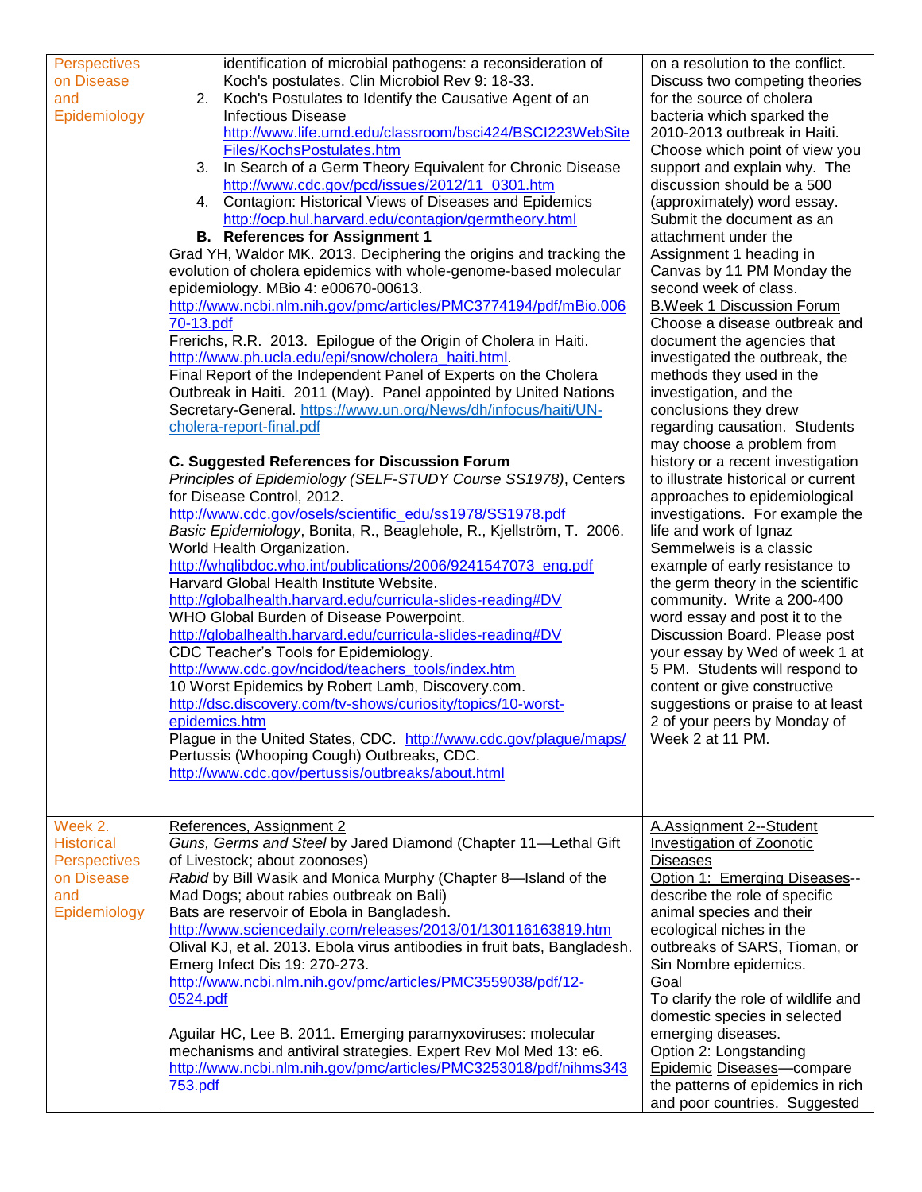| | | |
|---|---|---|
| Perspectives on Disease and Epidemiology | identification of microbial pathogens: a reconsideration of Koch's postulates. Clin Microbiol Rev 9: 18-33.<br>2. Koch's Postulates to Identify the Causative Agent of an Infectious Disease http://www.life.umd.edu/classroom/bsci424/BSCI223WebSiteFiles/KochsPostulates.htm<br>3. In Search of a Germ Theory Equivalent for Chronic Disease http://www.cdc.gov/pcd/issues/2012/11_0301.htm<br>4. Contagion: Historical Views of Diseases and Epidemics http://ocp.hul.harvard.edu/contagion/germtheory.html<br>**B. References for Assignment 1**<br>Grad YH, Waldor MK. 2013. Deciphering the origins and tracking the evolution of cholera epidemics with whole-genome-based molecular epidemiology. MBio 4: e00670-00613. http://www.ncbi.nlm.nih.gov/pmc/articles/PMC3774194/pdf/mBio.00670-13.pdf<br>Frerichs, R.R. 2013. Epilogue of the Origin of Cholera in Haiti. http://www.ph.ucla.edu/epi/snow/cholera_haiti.html.<br>Final Report of the Independent Panel of Experts on the Cholera Outbreak in Haiti. 2011 (May). Panel appointed by United Nations Secretary-General. https://www.un.org/News/dh/infocus/haiti/UN-cholera-report-final.pdf<br><br>**C. Suggested References for Discussion Forum**<br>*Principles of Epidemiology (SELF-STUDY Course SS1978)*, Centers for Disease Control, 2012. http://www.cdc.gov/osels/scientific_edu/ss1978/SS1978.pdf<br>*Basic Epidemiology*, Bonita, R., Beaglehole, R., Kjellström, T. 2006. World Health Organization. http://whqlibdoc.who.int/publications/2006/9241547073_eng.pdf<br>Harvard Global Health Institute Website. http://globalhealth.harvard.edu/curricula-slides-reading#DV<br>WHO Global Burden of Disease Powerpoint. http://globalhealth.harvard.edu/curricula-slides-reading#DV<br>CDC Teacher's Tools for Epidemiology. http://www.cdc.gov/ncidod/teachers_tools/index.htm<br>10 Worst Epidemics by Robert Lamb, Discovery.com. http://dsc.discovery.com/tv-shows/curiosity/topics/10-worst-epidemics.htm<br>Plague in the United States, CDC. http://www.cdc.gov/plague/maps/<br>Pertussis (Whooping Cough) Outbreaks, CDC. http://www.cdc.gov/pertussis/outbreaks/about.html | on a resolution to the conflict. Discuss two competing theories for the source of cholera bacteria which sparked the 2010-2013 outbreak in Haiti. Choose which point of view you support and explain why. The discussion should be a 500 (approximately) word essay. Submit the document as an attachment under the Assignment 1 heading in Canvas by 11 PM Monday the second week of class.<br>B.Week 1 Discussion Forum<br>Choose a disease outbreak and document the agencies that investigated the outbreak, the methods they used in the investigation, and the conclusions they drew regarding causation. Students may choose a problem from history or a recent investigation to illustrate historical or current approaches to epidemiological investigations. For example the life and work of Ignaz Semmelweis is a classic example of early resistance to the germ theory in the scientific community. Write a 200-400 word essay and post it to the Discussion Board. Please post your essay by Wed of week 1 at 5 PM. Students will respond to content or give constructive suggestions or praise to at least 2 of your peers by Monday of Week 2 at 11 PM. |
| Week 2. Historical Perspectives on Disease and Epidemiology | References, Assignment 2<br>*Guns, Germs and Steel* by Jared Diamond (Chapter 11—Lethal Gift of Livestock; about zoonoses)<br>*Rabid* by Bill Wasik and Monica Murphy (Chapter 8—Island of the Mad Dogs; about rabies outbreak on Bali)<br>Bats are reservoir of Ebola in Bangladesh. http://www.sciencedaily.com/releases/2013/01/130116163819.htm<br>Olival KJ, et al. 2013. Ebola virus antibodies in fruit bats, Bangladesh. Emerg Infect Dis 19: 270-273. http://www.ncbi.nlm.nih.gov/pmc/articles/PMC3559038/pdf/12-0524.pdf<br><br>Aguilar HC, Lee B. 2011. Emerging paramyxoviruses: molecular mechanisms and antiviral strategies. Expert Rev Mol Med 13: e6. http://www.ncbi.nlm.nih.gov/pmc/articles/PMC3253018/pdf/nihms343753.pdf | A.Assignment 2--Student Investigation of Zoonotic Diseases<br>Option 1: Emerging Diseases--describe the role of specific animal species and their ecological niches in the outbreaks of SARS, Tioman, or Sin Nombre epidemics.<br>Goal<br>To clarify the role of wildlife and domestic species in selected emerging diseases.<br>Option 2: Longstanding Epidemic Diseases—compare the patterns of epidemics in rich and poor countries. Suggested |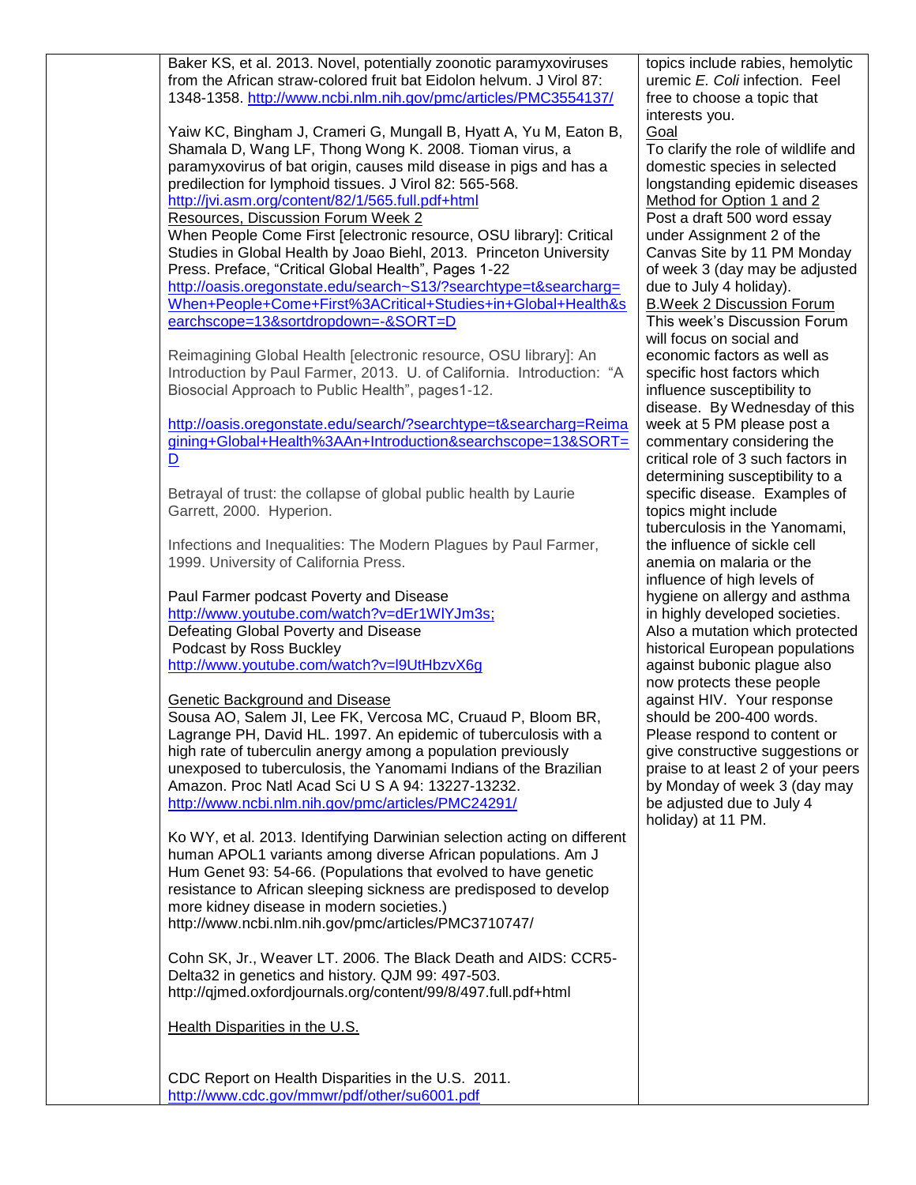| | | |
|---|---|---|
| | Baker KS, et al. 2013. Novel, potentially zoonotic paramyxoviruses from the African straw-colored fruit bat Eidolon helvum. J Virol 87: 1348-1358. http://www.ncbi.nlm.nih.gov/pmc/articles/PMC3554137/<br><br>Yaiw KC, Bingham J, Crameri G, Mungall B, Hyatt A, Yu M, Eaton B, Shamala D, Wang LF, Thong Wong K. 2008. Tioman virus, a paramyxovirus of bat origin, causes mild disease in pigs and has a predilection for lymphoid tissues. J Virol 82: 565-568. http://jvi.asm.org/content/82/1/565.full.pdf+html<br><u>Resources, Discussion Forum Week 2</u><br>When People Come First [electronic resource, OSU library]: Critical Studies in Global Health by Joao Biehl, 2013. Princeton University Press. Preface, "Critical Global Health", Pages 1-22<br>http://oasis.oregonstate.edu/search~S13/?searchtype=t&searcharg=When+People+Come+First%3ACritical+Studies+in+Global+Health&searchscope=13&sortdropdown=-&SORT=D<br><br>Reimagining Global Health [electronic resource, OSU library]: An Introduction by Paul Farmer, 2013. U. of California. Introduction: "A Biosocial Approach to Public Health", pages1-12.<br><br>http://oasis.oregonstate.edu/search/?searchtype=t&searcharg=Reimagining+Global+Health%3AAn+Introduction&searchscope=13&SORT=D<br><br>Betrayal of trust: the collapse of global public health by Laurie Garrett, 2000. Hyperion.<br><br>Infections and Inequalities: The Modern Plagues by Paul Farmer, 1999. University of California Press.<br><br>Paul Farmer podcast Poverty and Disease<br>http://www.youtube.com/watch?v=dEr1WlYJm3s;<br>Defeating Global Poverty and Disease<br>Podcast by Ross Buckley<br>http://www.youtube.com/watch?v=l9UtHbzvX6g<br><br><u>Genetic Background and Disease</u><br>Sousa AO, Salem JI, Lee FK, Vercosa MC, Cruaud P, Bloom BR, Lagrange PH, David HL. 1997. An epidemic of tuberculosis with a high rate of tuberculin anergy among a population previously unexposed to tuberculosis, the Yanomami Indians of the Brazilian Amazon. Proc Natl Acad Sci U S A 94: 13227-13232. http://www.ncbi.nlm.nih.gov/pmc/articles/PMC24291/<br><br>Ko WY, et al. 2013. Identifying Darwinian selection acting on different human APOL1 variants among diverse African populations. Am J Hum Genet 93: 54-66. (Populations that evolved to have genetic resistance to African sleeping sickness are predisposed to develop more kidney disease in modern societies.)<br>http://www.ncbi.nlm.nih.gov/pmc/articles/PMC3710747/<br><br>Cohn SK, Jr., Weaver LT. 2006. The Black Death and AIDS: CCR5-Delta32 in genetics and history. QJM 99: 497-503. http://qjmed.oxfordjournals.org/content/99/8/497.full.pdf+html<br><br><u>Health Disparities in the U.S.</u><br><br>CDC Report on Health Disparities in the U.S. 2011.<br>http://www.cdc.gov/mmwr/pdf/other/su6001.pdf | topics include rabies, hemolytic uremic *E. Coli* infection. Feel free to choose a topic that interests you.<br><u>Goal</u><br>To clarify the role of wildlife and domestic species in selected longstanding epidemic diseases<br><u>Method for Option 1 and 2</u><br>Post a draft 500 word essay under Assignment 2 of the Canvas Site by 11 PM Monday of week 3 (day may be adjusted due to July 4 holiday).<br><u>B.Week 2 Discussion Forum</u><br>This week's Discussion Forum will focus on social and economic factors as well as specific host factors which influence susceptibility to disease. By Wednesday of this week at 5 PM please post a commentary considering the critical role of 3 such factors in determining susceptibility to a specific disease. Examples of topics might include tuberculosis in the Yanomami, the influence of sickle cell anemia on malaria or the influence of high levels of hygiene on allergy and asthma in highly developed societies. Also a mutation which protected historical European populations against bubonic plague also now protects these people against HIV. Your response should be 200-400 words. Please respond to content or give constructive suggestions or praise to at least 2 of your peers by Monday of week 3 (day may be adjusted due to July 4 holiday) at 11 PM. |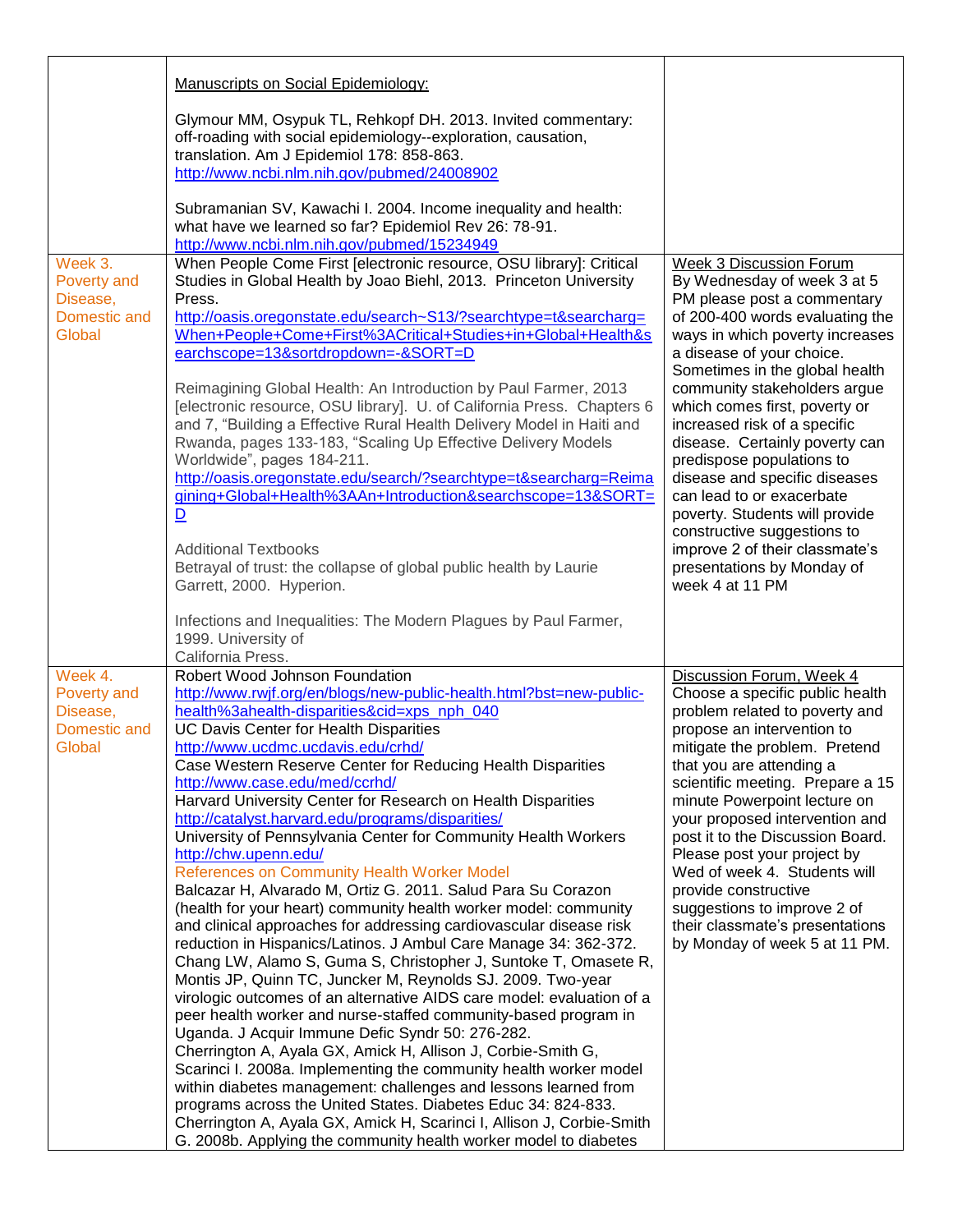| | | |
|---|---|---|
| | Manuscripts on Social Epidemiology:<br><br>Glymour MM, Osypuk TL, Rehkopf DH. 2013. Invited commentary: off-roading with social epidemiology--exploration, causation, translation. Am J Epidemiol 178: 858-863. http://www.ncbi.nlm.nih.gov/pubmed/24008902<br><br>Subramanian SV, Kawachi I. 2004. Income inequality and health: what have we learned so far? Epidemiol Rev 26: 78-91. http://www.ncbi.nlm.nih.gov/pubmed/15234949 | |
| Week 3. Poverty and Disease, Domestic and Global | When People Come First [electronic resource, OSU library]: Critical Studies in Global Health by Joao Biehl, 2013. Princeton University Press. http://oasis.oregonstate.edu/search~S13/?searchtype=t&searcharg=When+People+Come+First%3ACritical+Studies+in+Global+Health&searchscope=13&sortdropdown=-&SORT=D<br><br>Reimagining Global Health: An Introduction by Paul Farmer, 2013 [electronic resource, OSU library]. U. of California Press. Chapters 6 and 7, "Building a Effective Rural Health Delivery Model in Haiti and Rwanda, pages 133-183, "Scaling Up Effective Delivery Models Worldwide", pages 184-211. http://oasis.oregonstate.edu/search/?searchtype=t&searcharg=Reimagining+Global+Health%3AAn+Introduction&searchscope=13&SORT=D<br><br>Additional Textbooks<br>Betrayal of trust: the collapse of global public health by Laurie Garrett, 2000. Hyperion.<br><br>Infections and Inequalities: The Modern Plagues by Paul Farmer, 1999. University of California Press. | Week 3 Discussion Forum<br>By Wednesday of week 3 at 5 PM please post a commentary of 200-400 words evaluating the ways in which poverty increases a disease of your choice. Sometimes in the global health community stakeholders argue which comes first, poverty or increased risk of a specific disease. Certainly poverty can predispose populations to disease and specific diseases can lead to or exacerbate poverty. Students will provide constructive suggestions to improve 2 of their classmate's presentations by Monday of week 4 at 11 PM |
| Week 4. Poverty and Disease, Domestic and Global | Robert Wood Johnson Foundation<br>http://www.rwjf.org/en/blogs/new-public-health.html?bst=new-public-health%3ahealth-disparities&cid=xps_nph_040<br>UC Davis Center for Health Disparities<br>http://www.ucdmc.ucdavis.edu/crhd/<br>Case Western Reserve Center for Reducing Health Disparities<br>http://www.case.edu/med/ccrhd/<br>Harvard University Center for Research on Health Disparities<br>http://catalyst.harvard.edu/programs/disparities/<br>University of Pennsylvania Center for Community Health Workers<br>http://chw.upenn.edu/<br>References on Community Health Worker Model<br>Balcazar H, Alvarado M, Ortiz G. 2011. Salud Para Su Corazon (health for your heart) community health worker model: community and clinical approaches for addressing cardiovascular disease risk reduction in Hispanics/Latinos. J Ambul Care Manage 34: 362-372.<br>Chang LW, Alamo S, Guma S, Christopher J, Suntoke T, Omasete R, Montis JP, Quinn TC, Juncker M, Reynolds SJ. 2009. Two-year virologic outcomes of an alternative AIDS care model: evaluation of a peer health worker and nurse-staffed community-based program in Uganda. J Acquir Immune Defic Syndr 50: 276-282.<br>Cherrington A, Ayala GX, Amick H, Allison J, Corbie-Smith G, Scarinci I. 2008a. Implementing the community health worker model within diabetes management: challenges and lessons learned from programs across the United States. Diabetes Educ 34: 824-833.<br>Cherrington A, Ayala GX, Amick H, Scarinci I, Allison J, Corbie-Smith G. 2008b. Applying the community health worker model to diabetes | Discussion Forum, Week 4<br>Choose a specific public health problem related to poverty and propose an intervention to mitigate the problem. Pretend that you are attending a scientific meeting. Prepare a 15 minute Powerpoint lecture on your proposed intervention and post it to the Discussion Board. Please post your project by Wed of week 4. Students will provide constructive suggestions to improve 2 of their classmate's presentations by Monday of week 5 at 11 PM. |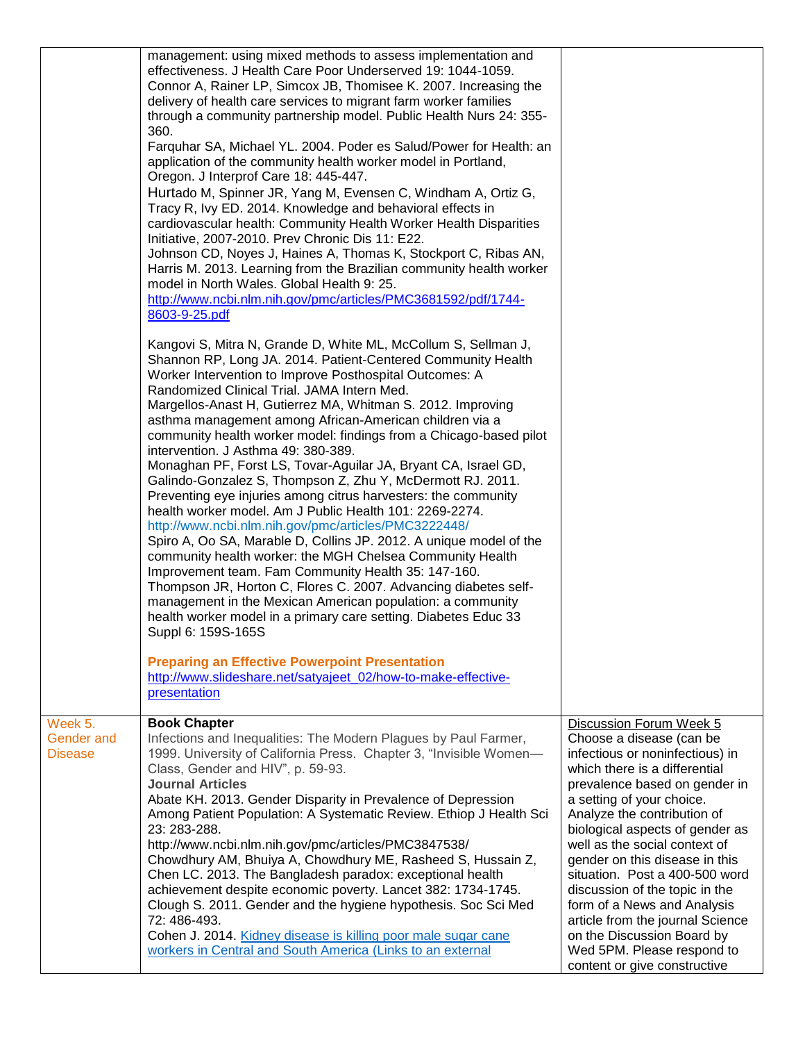| | | |
|---|---|---|
| | management: using mixed methods to assess implementation and effectiveness. J Health Care Poor Underserved 19: 1044-1059.<br>Connor A, Rainer LP, Simcox JB, Thomisee K. 2007. Increasing the delivery of health care services to migrant farm worker families through a community partnership model. Public Health Nurs 24: 355-360.<br>Farquhar SA, Michael YL. 2004. Poder es Salud/Power for Health: an application of the community health worker model in Portland, Oregon. J Interprof Care 18: 445-447.<br>Hurtado M, Spinner JR, Yang M, Evensen C, Windham A, Ortiz G, Tracy R, Ivy ED. 2014. Knowledge and behavioral effects in cardiovascular health: Community Health Worker Health Disparities Initiative, 2007-2010. Prev Chronic Dis 11: E22.<br>Johnson CD, Noyes J, Haines A, Thomas K, Stockport C, Ribas AN, Harris M. 2013. Learning from the Brazilian community health worker model in North Wales. Global Health 9: 25.<br>http://www.ncbi.nlm.nih.gov/pmc/articles/PMC3681592/pdf/1744-8603-9-25.pdf<br><br>Kangovi S, Mitra N, Grande D, White ML, McCollum S, Sellman J, Shannon RP, Long JA. 2014. Patient-Centered Community Health Worker Intervention to Improve Posthospital Outcomes: A Randomized Clinical Trial. JAMA Intern Med.<br>Margellos-Anast H, Gutierrez MA, Whitman S. 2012. Improving asthma management among African-American children via a community health worker model: findings from a Chicago-based pilot intervention. J Asthma 49: 380-389.<br>Monaghan PF, Forst LS, Tovar-Aguilar JA, Bryant CA, Israel GD, Galindo-Gonzalez S, Thompson Z, Zhu Y, McDermott RJ. 2011. Preventing eye injuries among citrus harvesters: the community health worker model. Am J Public Health 101: 2269-2274.<br>http://www.ncbi.nlm.nih.gov/pmc/articles/PMC3222448/<br>Spiro A, Oo SA, Marable D, Collins JP. 2012. A unique model of the community health worker: the MGH Chelsea Community Health Improvement team. Fam Community Health 35: 147-160.<br>Thompson JR, Horton C, Flores C. 2007. Advancing diabetes self-management in the Mexican American population: a community health worker model in a primary care setting. Diabetes Educ 33 Suppl 6: 159S-165S<br><br>**Preparing an Effective Powerpoint Presentation**<br>http://www.slideshare.net/satyajeet_02/how-to-make-effective-presentation | |
| Week 5. Gender and Disease | **Book Chapter**<br>Infections and Inequalities: The Modern Plagues by Paul Farmer, 1999. University of California Press. Chapter 3, "Invisible Women—Class, Gender and HIV", p. 59-93.<br>**Journal Articles**<br>Abate KH. 2013. Gender Disparity in Prevalence of Depression Among Patient Population: A Systematic Review. Ethiop J Health Sci 23: 283-288.<br>http://www.ncbi.nlm.nih.gov/pmc/articles/PMC3847538/<br>Chowdhury AM, Bhuiya A, Chowdhury ME, Rasheed S, Hussain Z, Chen LC. 2013. The Bangladesh paradox: exceptional health achievement despite economic poverty. Lancet 382: 1734-1745.<br>Clough S. 2011. Gender and the hygiene hypothesis. Soc Sci Med 72: 486-493.<br>Cohen J. 2014. Kidney disease is killing poor male sugar cane workers in Central and South America (Links to an external | Discussion Forum Week 5<br>Choose a disease (can be infectious or noninfectious) in which there is a differential prevalence based on gender in a setting of your choice. Analyze the contribution of biological aspects of gender as well as the social context of gender on this disease in this situation. Post a 400-500 word discussion of the topic in the form of a News and Analysis article from the journal Science on the Discussion Board by Wed 5PM. Please respond to content or give constructive |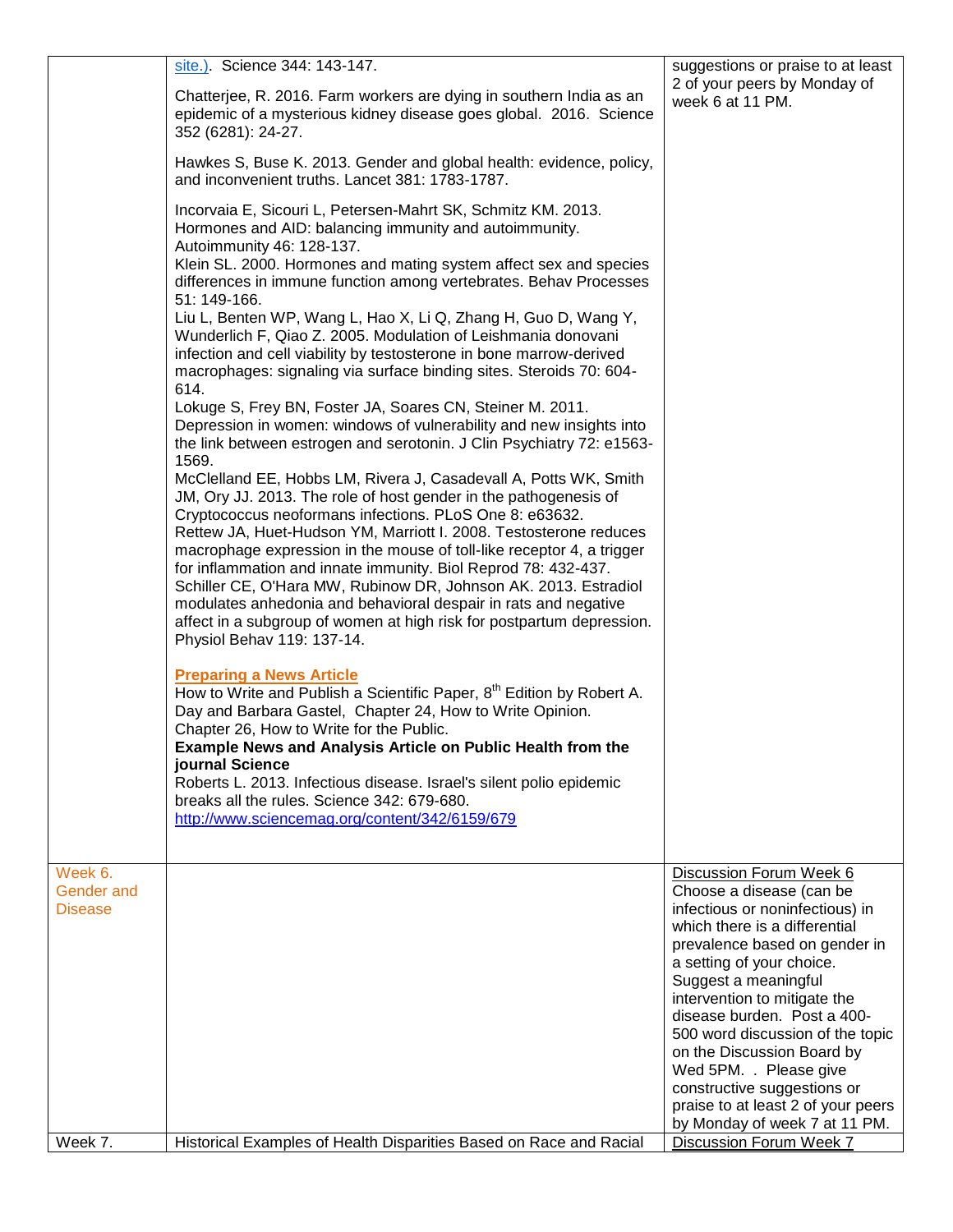| | | |
|---|---|---|
| | site.). Science 344: 143-147.<br><br>Chatterjee, R. 2016. Farm workers are dying in southern India as an epidemic of a mysterious kidney disease goes global. 2016. Science 352 (6281): 24-27.<br><br>Hawkes S, Buse K. 2013. Gender and global health: evidence, policy, and inconvenient truths. Lancet 381: 1783-1787.<br><br>Incorvaia E, Sicouri L, Petersen-Mahrt SK, Schmitz KM. 2013. Hormones and AID: balancing immunity and autoimmunity. Autoimmunity 46: 128-137.<br>Klein SL. 2000. Hormones and mating system affect sex and species differences in immune function among vertebrates. Behav Processes 51: 149-166.<br>Liu L, Benten WP, Wang L, Hao X, Li Q, Zhang H, Guo D, Wang Y, Wunderlich F, Qiao Z. 2005. Modulation of Leishmania donovani infection and cell viability by testosterone in bone marrow-derived macrophages: signaling via surface binding sites. Steroids 70: 604-614.<br>Lokuge S, Frey BN, Foster JA, Soares CN, Steiner M. 2011. Depression in women: windows of vulnerability and new insights into the link between estrogen and serotonin. J Clin Psychiatry 72: e1563-1569.<br>McClelland EE, Hobbs LM, Rivera J, Casadevall A, Potts WK, Smith JM, Ory JJ. 2013. The role of host gender in the pathogenesis of Cryptococcus neoformans infections. PLoS One 8: e63632.<br>Rettew JA, Huet-Hudson YM, Marriott I. 2008. Testosterone reduces macrophage expression in the mouse of toll-like receptor 4, a trigger for inflammation and innate immunity. Biol Reprod 78: 432-437.<br>Schiller CE, O'Hara MW, Rubinow DR, Johnson AK. 2013. Estradiol modulates anhedonia and behavioral despair in rats and negative affect in a subgroup of women at high risk for postpartum depression. Physiol Behav 119: 137-14.<br><br>**Preparing a News Article**<br>How to Write and Publish a Scientific Paper, 8th Edition by Robert A. Day and Barbara Gastel, Chapter 24, How to Write Opinion. Chapter 26, How to Write for the Public.<br>**Example News and Analysis Article on Public Health from the journal Science**<br>Roberts L. 2013. Infectious disease. Israel's silent polio epidemic breaks all the rules. Science 342: 679-680.<br>http://www.sciencemag.org/content/342/6159/679 | suggestions or praise to at least 2 of your peers by Monday of week 6 at 11 PM. |
| Week 6. Gender and Disease | | Discussion Forum Week 6<br>Choose a disease (can be infectious or noninfectious) in which there is a differential prevalence based on gender in a setting of your choice. Suggest a meaningful intervention to mitigate the disease burden. Post a 400-500 word discussion of the topic on the Discussion Board by Wed 5PM. . Please give constructive suggestions or praise to at least 2 of your peers by Monday of week 7 at 11 PM. |
| Week 7. | Historical Examples of Health Disparities Based on Race and Racial | Discussion Forum Week 7 |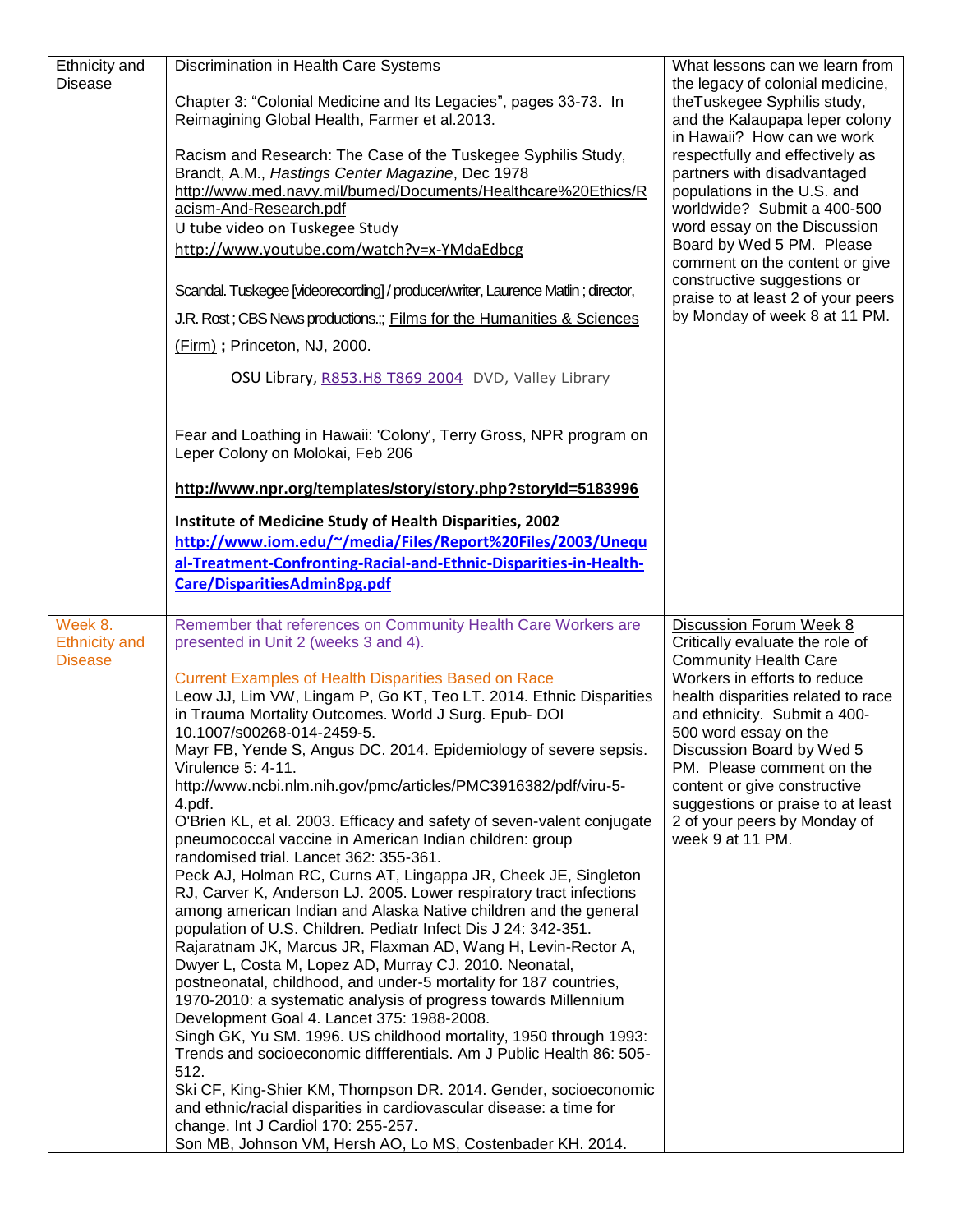| | | |
|---|---|---|
| Ethnicity and Disease | Discrimination in Health Care Systems<br><br>Chapter 3: "Colonial Medicine and Its Legacies", pages 33-73. In Reimagining Global Health, Farmer et al.2013.<br><br>Racism and Research: The Case of the Tuskegee Syphilis Study, Brandt, A.M., *Hastings Center Magazine*, Dec 1978<br>http://www.med.navy.mil/bumed/Documents/Healthcare%20Ethics/Racism-And-Research.pdf<br>U tube video on Tuskegee Study<br>http://www.youtube.com/watch?v=x-YMdaEdbcg<br><br>Scandal. Tuskegee [videorecording] / producer/writer, Laurence Matlin ; director, J.R. Rost ; CBS News productions.;; Films for the Humanities & Sciences (Firm) **;** Princeton, NJ, 2000.<br><br>OSU Library, R853.H8 T869 2004 DVD, Valley Library<br><br>Fear and Loathing in Hawaii: 'Colony', Terry Gross, NPR program on Leper Colony on Molokai, Feb 206<br><br>**http://www.npr.org/templates/story/story.php?storyId=5183996**<br><br>**Institute of Medicine Study of Health Disparities, 2002**<br>**http://www.iom.edu/~/media/Files/Report%20Files/2003/Unequal-Treatment-Confronting-Racial-and-Ethnic-Disparities-in-Health-Care/DisparitiesAdmin8pg.pdf** | What lessons can we learn from the legacy of colonial medicine, theTuskegee Syphilis study, and the Kalaupapa leper colony in Hawaii? How can we work respectfully and effectively as partners with disadvantaged populations in the U.S. and worldwide? Submit a 400-500 word essay on the Discussion Board by Wed 5 PM. Please comment on the content or give constructive suggestions or praise to at least 2 of your peers by Monday of week 8 at 11 PM. |
| Week 8. Ethnicity and Disease | Remember that references on Community Health Care Workers are presented in Unit 2 (weeks 3 and 4).<br><br>Current Examples of Health Disparities Based on Race<br>Leow JJ, Lim VW, Lingam P, Go KT, Teo LT. 2014. Ethnic Disparities in Trauma Mortality Outcomes. World J Surg. Epub- DOI 10.1007/s00268-014-2459-5.<br>Mayr FB, Yende S, Angus DC. 2014. Epidemiology of severe sepsis. Virulence 5: 4-11.<br>http://www.ncbi.nlm.nih.gov/pmc/articles/PMC3916382/pdf/viru-5-4.pdf.<br>O'Brien KL, et al. 2003. Efficacy and safety of seven-valent conjugate pneumococcal vaccine in American Indian children: group randomised trial. Lancet 362: 355-361.<br>Peck AJ, Holman RC, Curns AT, Lingappa JR, Cheek JE, Singleton RJ, Carver K, Anderson LJ. 2005. Lower respiratory tract infections among american Indian and Alaska Native children and the general population of U.S. Children. Pediatr Infect Dis J 24: 342-351.<br>Rajaratnam JK, Marcus JR, Flaxman AD, Wang H, Levin-Rector A, Dwyer L, Costa M, Lopez AD, Murray CJ. 2010. Neonatal, postneonatal, childhood, and under-5 mortality for 187 countries, 1970-2010: a systematic analysis of progress towards Millennium Development Goal 4. Lancet 375: 1988-2008.<br>Singh GK, Yu SM. 1996. US childhood mortality, 1950 through 1993: Trends and socioeconomic diffferentials. Am J Public Health 86: 505-512.<br>Ski CF, King-Shier KM, Thompson DR. 2014. Gender, socioeconomic and ethnic/racial disparities in cardiovascular disease: a time for change. Int J Cardiol 170: 255-257.<br>Son MB, Johnson VM, Hersh AO, Lo MS, Costenbader KH. 2014. | Discussion Forum Week 8<br>Critically evaluate the role of Community Health Care Workers in efforts to reduce health disparities related to race and ethnicity. Submit a 400-500 word essay on the Discussion Board by Wed 5 PM. Please comment on the content or give constructive suggestions or praise to at least 2 of your peers by Monday of week 9 at 11 PM. |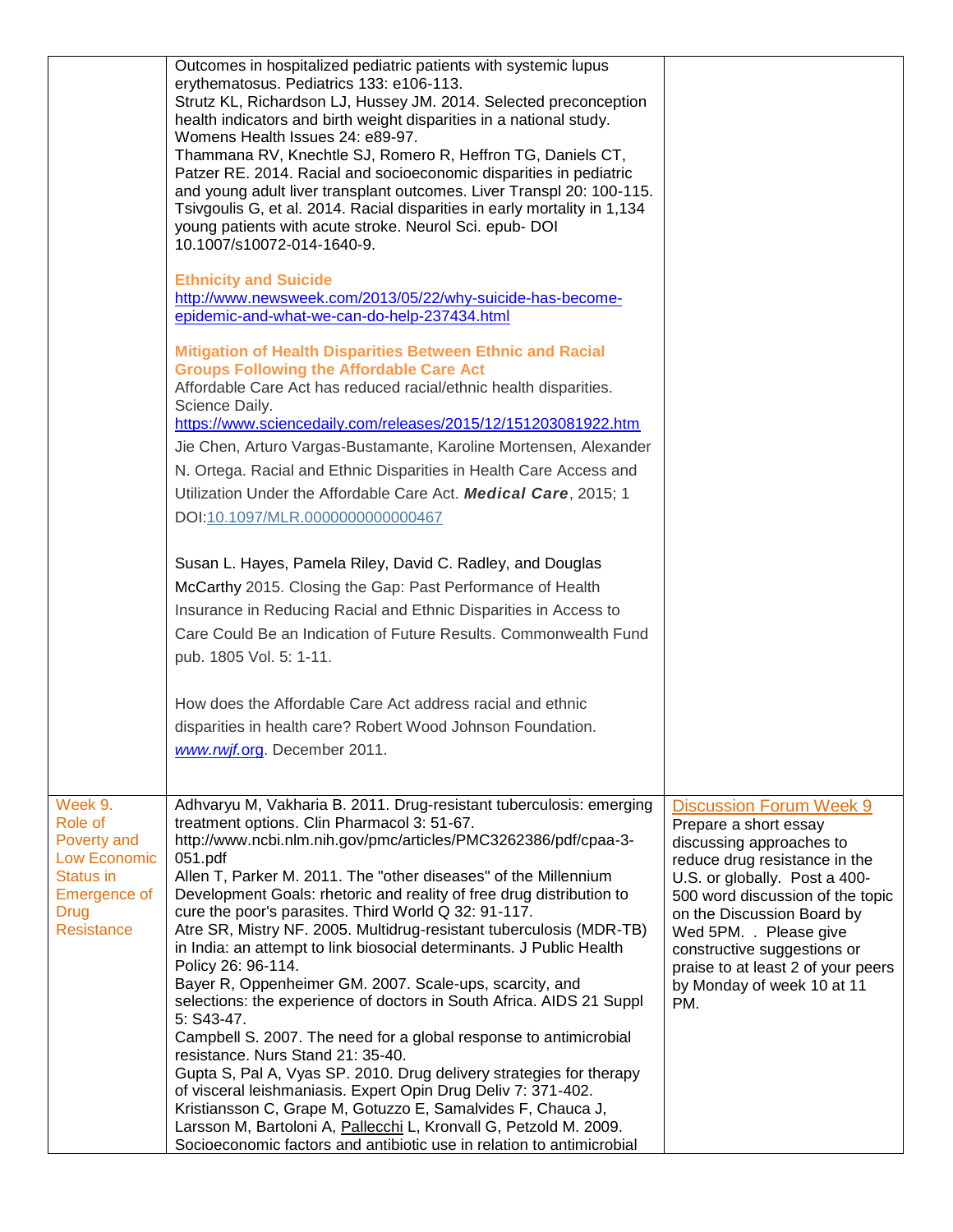| | | |
|---|---|---|
| | Outcomes in hospitalized pediatric patients with systemic lupus erythematosus. Pediatrics 133: e106-113.<br>Strutz KL, Richardson LJ, Hussey JM. 2014. Selected preconception health indicators and birth weight disparities in a national study. Womens Health Issues 24: e89-97.<br>Thammana RV, Knechtle SJ, Romero R, Heffron TG, Daniels CT, Patzer RE. 2014. Racial and socioeconomic disparities in pediatric and young adult liver transplant outcomes. Liver Transpl 20: 100-115.<br>Tsivgoulis G, et al. 2014. Racial disparities in early mortality in 1,134 young patients with acute stroke. Neurol Sci. epub- DOI 10.1007/s10072-014-1640-9.<br><br>**Ethnicity and Suicide**<br>http://www.newsweek.com/2013/05/22/why-suicide-has-become-epidemic-and-what-we-can-do-help-237434.html<br><br>**Mitigation of Health Disparities Between Ethnic and Racial Groups Following the Affordable Care Act**<br>Affordable Care Act has reduced racial/ethnic health disparities. Science Daily.<br>https://www.sciencedaily.com/releases/2015/12/151203081922.htm<br>Jie Chen, Arturo Vargas-Bustamante, Karoline Mortensen, Alexander N. Ortega. Racial and Ethnic Disparities in Health Care Access and Utilization Under the Affordable Care Act. ***Medical Care***, 2015; 1 DOI:10.1097/MLR.0000000000000467<br><br>Susan L. Hayes, Pamela Riley, David C. Radley, and Douglas McCarthy 2015. Closing the Gap: Past Performance of Health Insurance in Reducing Racial and Ethnic Disparities in Access to Care Could Be an Indication of Future Results. Commonwealth Fund pub. 1805 Vol. 5: 1-11.<br><br>How does the Affordable Care Act address racial and ethnic disparities in health care? Robert Wood Johnson Foundation. *www.rwjf*.org. December 2011. | |
| Week 9. Role of Poverty and Low Economic Status in Emergence of Drug Resistance | Adhvaryu M, Vakharia B. 2011. Drug-resistant tuberculosis: emerging treatment options. Clin Pharmacol 3: 51-67. http://www.ncbi.nlm.nih.gov/pmc/articles/PMC3262386/pdf/cpaa-3-051.pdf<br>Allen T, Parker M. 2011. The "other diseases" of the Millennium Development Goals: rhetoric and reality of free drug distribution to cure the poor's parasites. Third World Q 32: 91-117.<br>Atre SR, Mistry NF. 2005. Multidrug-resistant tuberculosis (MDR-TB) in India: an attempt to link biosocial determinants. J Public Health Policy 26: 96-114.<br>Bayer R, Oppenheimer GM. 2007. Scale-ups, scarcity, and selections: the experience of doctors in South Africa. AIDS 21 Suppl 5: S43-47.<br>Campbell S. 2007. The need for a global response to antimicrobial resistance. Nurs Stand 21: 35-40.<br>Gupta S, Pal A, Vyas SP. 2010. Drug delivery strategies for therapy of visceral leishmaniasis. Expert Opin Drug Deliv 7: 371-402.<br>Kristiansson C, Grape M, Gotuzzo E, Samalvides F, Chauca J, Larsson M, Bartoloni A, Pallecchi L, Kronvall G, Petzold M. 2009. Socioeconomic factors and antibiotic use in relation to antimicrobial | Discussion Forum Week 9<br>Prepare a short essay discussing approaches to reduce drug resistance in the U.S. or globally. Post a 400-500 word discussion of the topic on the Discussion Board by Wed 5PM. . Please give constructive suggestions or praise to at least 2 of your peers by Monday of week 10 at 11 PM. |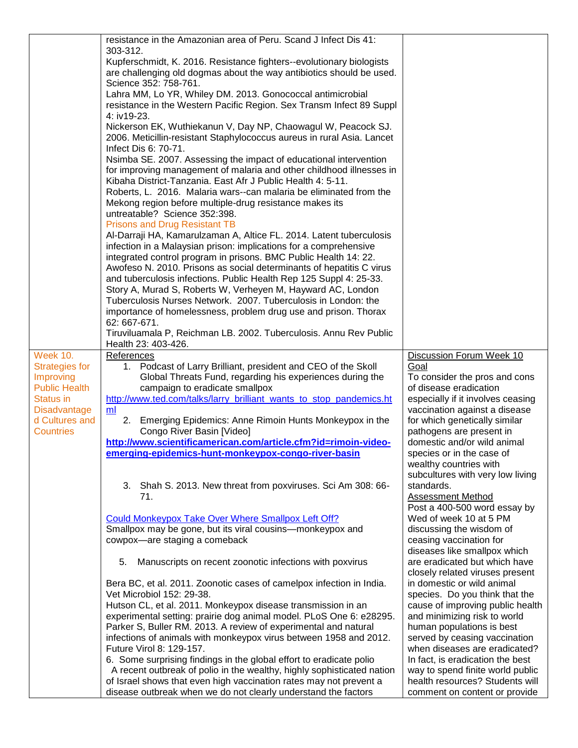| | | |
|---|---|---|
| | resistance in the Amazonian area of Peru. Scand J Infect Dis 41: 303-312.<br>Kupferschmidt, K. 2016. Resistance fighters--evolutionary biologists are challenging old dogmas about the way antibiotics should be used. Science 352: 758-761.<br>Lahra MM, Lo YR, Whiley DM. 2013. Gonococcal antimicrobial resistance in the Western Pacific Region. Sex Transm Infect 89 Suppl 4: iv19-23.<br>Nickerson EK, Wuthiekanun V, Day NP, Chaowagul W, Peacock SJ. 2006. Meticillin-resistant Staphylococcus aureus in rural Asia. Lancet Infect Dis 6: 70-71.<br>Nsimba SE. 2007. Assessing the impact of educational intervention for improving management of malaria and other childhood illnesses in Kibaha District-Tanzania. East Afr J Public Health 4: 5-11.<br>Roberts, L. 2016. Malaria wars--can malaria be eliminated from the Mekong region before multiple-drug resistance makes its untreatable? Science 352:398.<br>Prisons and Drug Resistant TB<br>Al-Darraji HA, Kamarulzaman A, Altice FL. 2014. Latent tuberculosis infection in a Malaysian prison: implications for a comprehensive integrated control program in prisons. BMC Public Health 14: 22.<br>Awofeso N. 2010. Prisons as social determinants of hepatitis C virus and tuberculosis infections. Public Health Rep 125 Suppl 4: 25-33.<br>Story A, Murad S, Roberts W, Verheyen M, Hayward AC, London Tuberculosis Nurses Network. 2007. Tuberculosis in London: the importance of homelessness, problem drug use and prison. Thorax 62: 667-671.<br>Tiruviluamala P, Reichman LB. 2002. Tuberculosis. Annu Rev Public Health 23: 403-426. | |
| Week 10. Strategies for Improving Public Health Status in Disadvantaged Cultures and Countries | References<br>1. Podcast of Larry Brilliant, president and CEO of the Skoll Global Threats Fund, regarding his experiences during the campaign to eradicate smallpox<br>http://www.ted.com/talks/larry_brilliant_wants_to_stop_pandemics.html<br>2. Emerging Epidemics: Anne Rimoin Hunts Monkeypox in the Congo River Basin [Video]<br>**http://www.scientificamerican.com/article.cfm?id=rimoin-video-emerging-epidemics-hunt-monkeypox-congo-river-basin**<br><br>3. Shah S. 2013. New threat from poxviruses. Sci Am 308: 66-71.<br><br>Could Monkeypox Take Over Where Smallpox Left Off?<br>Smallpox may be gone, but its viral cousins—monkeypox and cowpox—are staging a comeback<br><br>5. Manuscripts on recent zoonotic infections with poxvirus<br><br>Bera BC, et al. 2011. Zoonotic cases of camelpox infection in India. Vet Microbiol 152: 29-38.<br>Hutson CL, et al. 2011. Monkeypox disease transmission in an experimental setting: prairie dog animal model. PLoS One 6: e28295.<br>Parker S, Buller RM. 2013. A review of experimental and natural infections of animals with monkeypox virus between 1958 and 2012. Future Virol 8: 129-157.<br>6. Some surprising findings in the global effort to eradicate polio<br>A recent outbreak of polio in the wealthy, highly sophisticated nation of Israel shows that even high vaccination rates may not prevent a disease outbreak when we do not clearly understand the factors | Discussion Forum Week 10<br>Goal<br>To consider the pros and cons of disease eradication especially if it involves ceasing vaccination against a disease for which genetically similar pathogens are present in domestic and/or wild animal species or in the case of wealthy countries with subcultures with very low living standards.<br>Assessment Method<br>Post a 400-500 word essay by Wed of week 10 at 5 PM discussing the wisdom of ceasing vaccination for diseases like smallpox which are eradicated but which have closely related viruses present in domestic or wild animal species. Do you think that the cause of improving public health and minimizing risk to world human populations is best served by ceasing vaccination when diseases are eradicated? In fact, is eradication the best way to spend finite world public health resources? Students will comment on content or provide |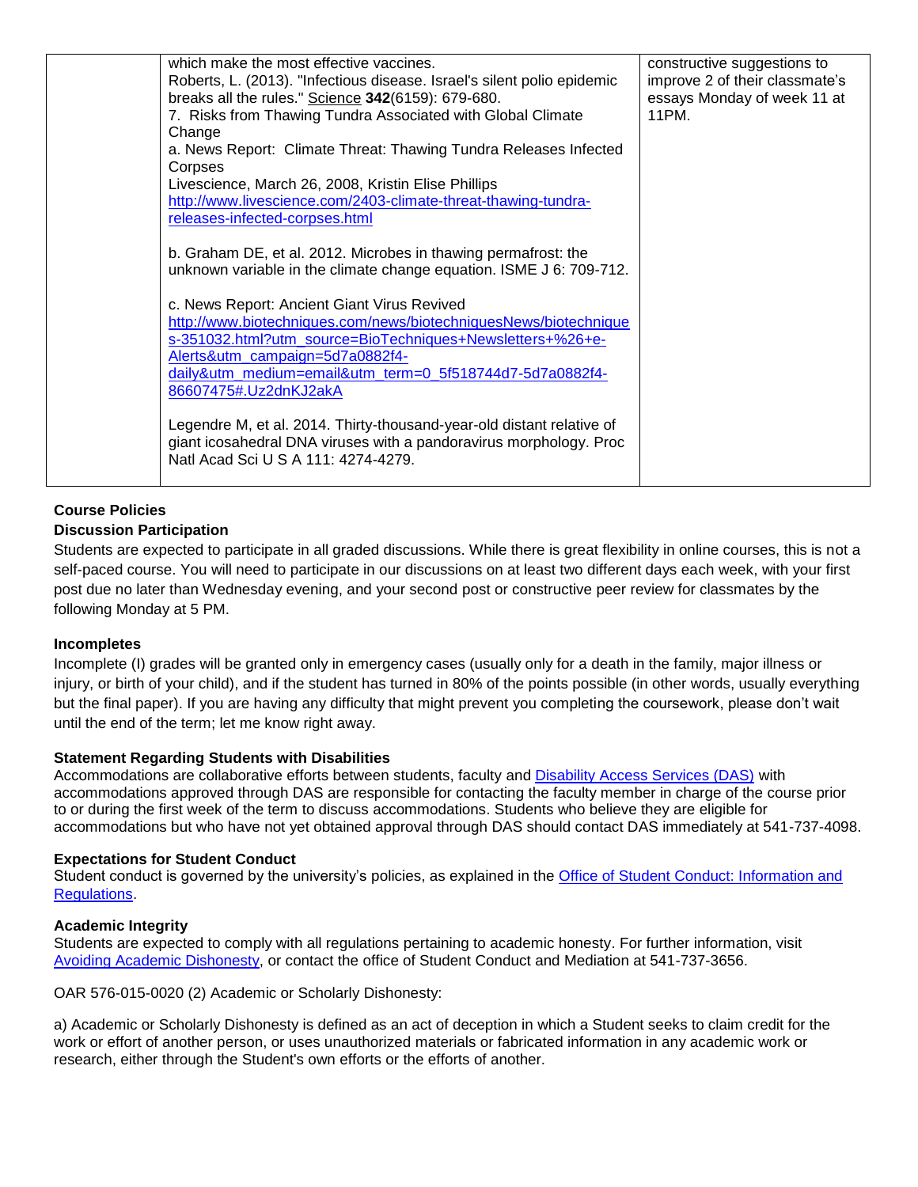| | | |
|---|---|---|
| | which make the most effective vaccines.<br>Roberts, L. (2013). "Infectious disease. Israel's silent polio epidemic breaks all the rules." Science **342**(6159): 679-680.<br>7. Risks from Thawing Tundra Associated with Global Climate Change<br>a. News Report: Climate Threat: Thawing Tundra Releases Infected Corpses<br>Livescience, March 26, 2008, Kristin Elise Phillips<br>http://www.livescience.com/2403-climate-threat-thawing-tundra-releases-infected-corpses.html<br><br>b. Graham DE, et al. 2012. Microbes in thawing permafrost: the unknown variable in the climate change equation. ISME J 6: 709-712.<br><br>c. News Report: Ancient Giant Virus Revived<br>http://www.biotechniques.com/news/biotechniquesNews/biotechniques-351032.html?utm_source=BioTechniques+Newsletters+%26+e-Alerts&utm_campaign=5d7a0882f4-daily&utm_medium=email&utm_term=0_5f518744d7-5d7a0882f4-86607475#.Uz2dnKJ2akA<br><br>Legendre M, et al. 2014. Thirty-thousand-year-old distant relative of giant icosahedral DNA viruses with a pandoravirus morphology. Proc Natl Acad Sci U S A 111: 4274-4279. | constructive suggestions to improve 2 of their classmate's essays Monday of week 11 at 11PM. |

**Course Policies**

**Discussion Participation**

Students are expected to participate in all graded discussions. While there is great flexibility in online courses, this is not a self-paced course. You will need to participate in our discussions on at least two different days each week, with your first post due no later than Wednesday evening, and your second post or constructive peer review for classmates by the following Monday at 5 PM.

**Incompletes**

Incomplete (I) grades will be granted only in emergency cases (usually only for a death in the family, major illness or injury, or birth of your child), and if the student has turned in 80% of the points possible (in other words, usually everything but the final paper). If you are having any difficulty that might prevent you completing the coursework, please don't wait until the end of the term; let me know right away.

**Statement Regarding Students with Disabilities**

Accommodations are collaborative efforts between students, faculty and Disability Access Services (DAS) with accommodations approved through DAS are responsible for contacting the faculty member in charge of the course prior to or during the first week of the term to discuss accommodations. Students who believe they are eligible for accommodations but who have not yet obtained approval through DAS should contact DAS immediately at 541-737-4098.

**Expectations for Student Conduct**

Student conduct is governed by the university's policies, as explained in the Office of Student Conduct: Information and Regulations.

**Academic Integrity**

Students are expected to comply with all regulations pertaining to academic honesty. For further information, visit Avoiding Academic Dishonesty, or contact the office of Student Conduct and Mediation at 541-737-3656.

OAR 576-015-0020 (2) Academic or Scholarly Dishonesty:

a) Academic or Scholarly Dishonesty is defined as an act of deception in which a Student seeks to claim credit for the work or effort of another person, or uses unauthorized materials or fabricated information in any academic work or research, either through the Student's own efforts or the efforts of another.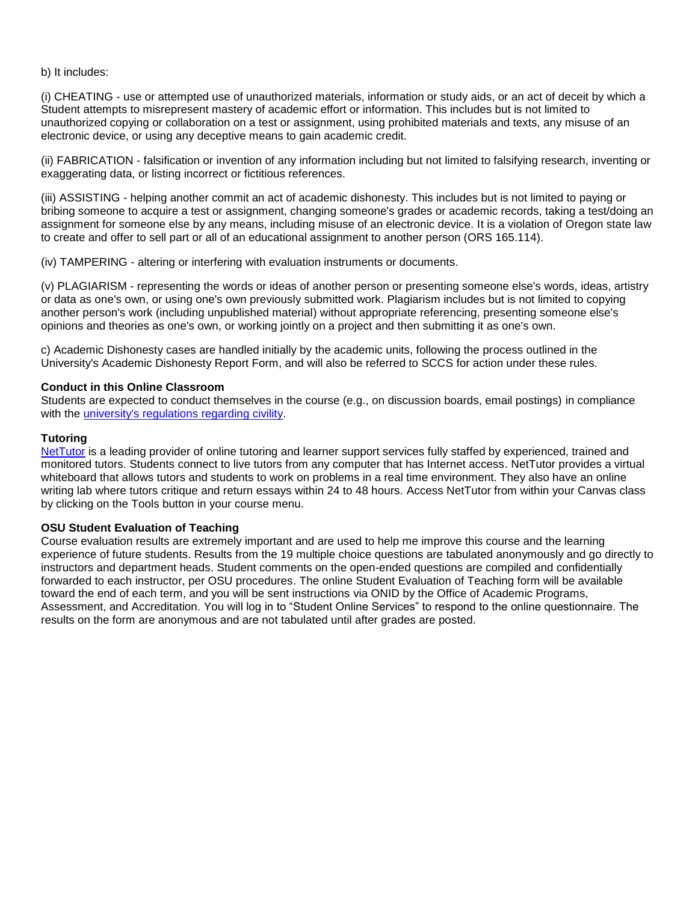b) It includes:

(i) CHEATING - use or attempted use of unauthorized materials, information or study aids, or an act of deceit by which a Student attempts to misrepresent mastery of academic effort or information. This includes but is not limited to unauthorized copying or collaboration on a test or assignment, using prohibited materials and texts, any misuse of an electronic device, or using any deceptive means to gain academic credit.

(ii) FABRICATION - falsification or invention of any information including but not limited to falsifying research, inventing or exaggerating data, or listing incorrect or fictitious references.

(iii) ASSISTING - helping another commit an act of academic dishonesty. This includes but is not limited to paying or bribing someone to acquire a test or assignment, changing someone's grades or academic records, taking a test/doing an assignment for someone else by any means, including misuse of an electronic device. It is a violation of Oregon state law to create and offer to sell part or all of an educational assignment to another person (ORS 165.114).

(iv) TAMPERING - altering or interfering with evaluation instruments or documents.

(v) PLAGIARISM - representing the words or ideas of another person or presenting someone else's words, ideas, artistry or data as one's own, or using one's own previously submitted work. Plagiarism includes but is not limited to copying another person's work (including unpublished material) without appropriate referencing, presenting someone else's opinions and theories as one's own, or working jointly on a project and then submitting it as one's own.

c) Academic Dishonesty cases are handled initially by the academic units, following the process outlined in the University's Academic Dishonesty Report Form, and will also be referred to SCCS for action under these rules.

**Conduct in this Online Classroom**

Students are expected to conduct themselves in the course (e.g., on discussion boards, email postings) in compliance with the university's regulations regarding civility.

**Tutoring**

NetTutor is a leading provider of online tutoring and learner support services fully staffed by experienced, trained and monitored tutors. Students connect to live tutors from any computer that has Internet access. NetTutor provides a virtual whiteboard that allows tutors and students to work on problems in a real time environment. They also have an online writing lab where tutors critique and return essays within 24 to 48 hours. Access NetTutor from within your Canvas class by clicking on the Tools button in your course menu.

**OSU Student Evaluation of Teaching**

Course evaluation results are extremely important and are used to help me improve this course and the learning experience of future students. Results from the 19 multiple choice questions are tabulated anonymously and go directly to instructors and department heads. Student comments on the open-ended questions are compiled and confidentially forwarded to each instructor, per OSU procedures. The online Student Evaluation of Teaching form will be available toward the end of each term, and you will be sent instructions via ONID by the Office of Academic Programs, Assessment, and Accreditation. You will log in to "Student Online Services" to respond to the online questionnaire. The results on the form are anonymous and are not tabulated until after grades are posted.